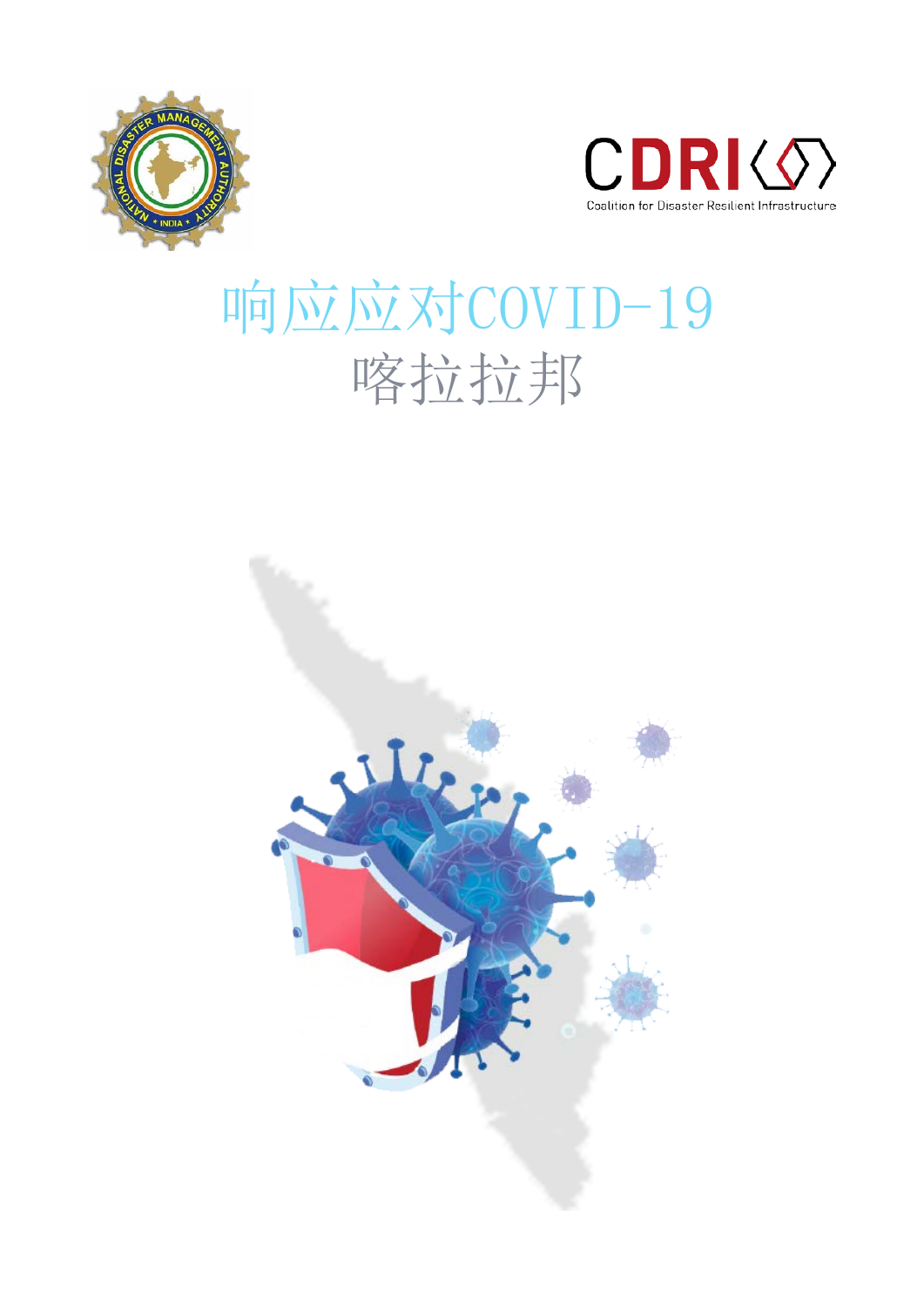Coalition for Disaster Resilient Infrastructure

# 响应应对COVID-19

## 喀拉拉邦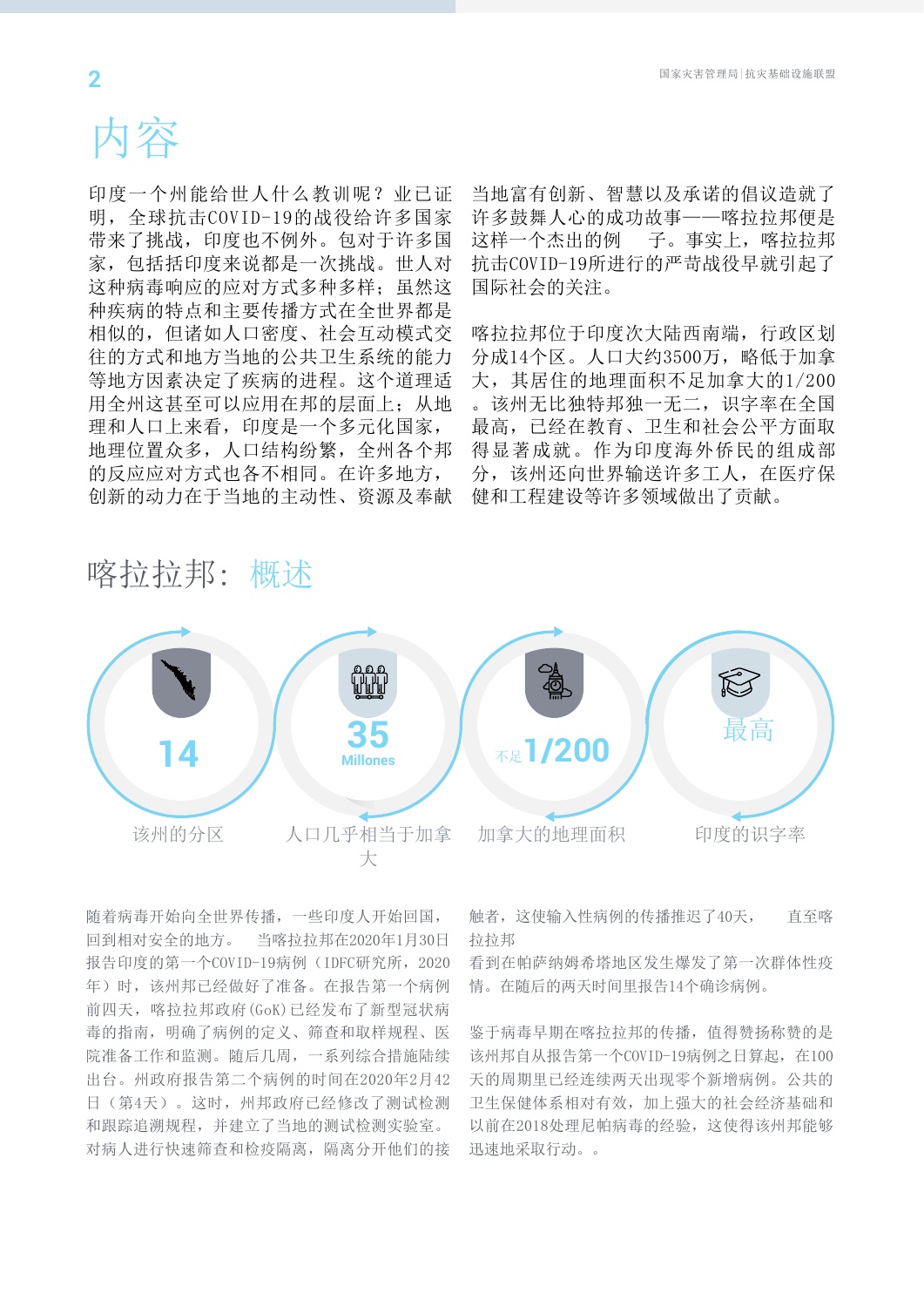# 内容

印度一个州能给世人什么教训呢？业已证明，全球抗击COVID-19的战役给许多国家带来了挑战，印度也不例外。包对于许多国家，包括括印度来说都是一次挑战。世人对这种病毒响应的应对方式多种多样；虽然这种疾病的特点和主要传播方式在全世界都是相似的，但诸如人口密度、社会互动模式交往的方式和地方当地的公共卫生系统的能力等地方因素决定了疾病的进程。这个道理适用全州这甚至可以应用在邦的层面上；从地理和人口上来看，印度是一个多元化国家，地理位置众多，人口结构纷繁，全州各个邦的反应应对方式也各不相同。在许多地方，创新的动力在于当地的主动性、资源及奉献当地富有创新、智慧以及承诺的倡议造就了许多鼓舞人心的成功故事——喀拉拉邦便是这样一个杰出的例　子。事实上，喀拉拉邦抗击COVID-19所进行的严苛战役早就引起了国际社会的关注。

喀拉拉邦位于印度次大陆西南端，行政区划分成14个区。人口大约3500万，略低于加拿大，其居住的地理面积不足加拿大的1/200。该州无比独特邦独一无二，识字率在全国最高，已经在教育、卫生和社会公平方面取得显著成就。作为印度海外侨民的组成部分，该州还向世界输送许多工人，在医疗保健和工程建设等许多领域做出了贡献。

## 喀拉拉邦：概述

| 14 | 35 Millones | 不足1/200 | 最高 |
| --- | --- | --- | --- |
| 该州的分区 | 人口几乎相当于加拿大 | 加拿大的地理面积 | 印度的识字率 |

随着病毒开始向全世界传播，一些印度人开始回国，回到相对安全的地方。　当喀拉拉邦在2020年1月30日报告印度的第一个COVID-19病例（IDFC研究所，2020年）时，该州邦已经做好了准备。在报告第一个病例前四天，喀拉拉邦政府(GoK)已经发布了新型冠状病毒的指南，明确了病例的定义、筛查和样规程、医院准备工作和监测。随后几周，一系列综合措施陆续出台。州政府报告第二个病例的时间在2020年2月42日（第4天）。这时，州邦政府已经修改了测试检测和跟踪追溯规程，并建立了当地的测试检测实验室。对病人进行快速筛查和检疫隔离，隔离分开他们的接触者，这使输入性病例的传播推迟了40天，　　直至喀拉拉邦看到在帕萨纳姆希塔地区发生爆发了第一次群体性疫情。在随后的两天时间里报告14个确诊病例。

鉴于病毒早期在喀拉拉邦的传播，值得赞扬称赞的是该州邦自从报告第一个COVID-19病例之日算起，在100天的周期里已经连续两天出现零个新增病例。公共的卫生保健体系相对有效，加上强大的社会经济基础和以前在2018处理尼帕病毒的经验，这使得该州邦能够迅速地采取行动。。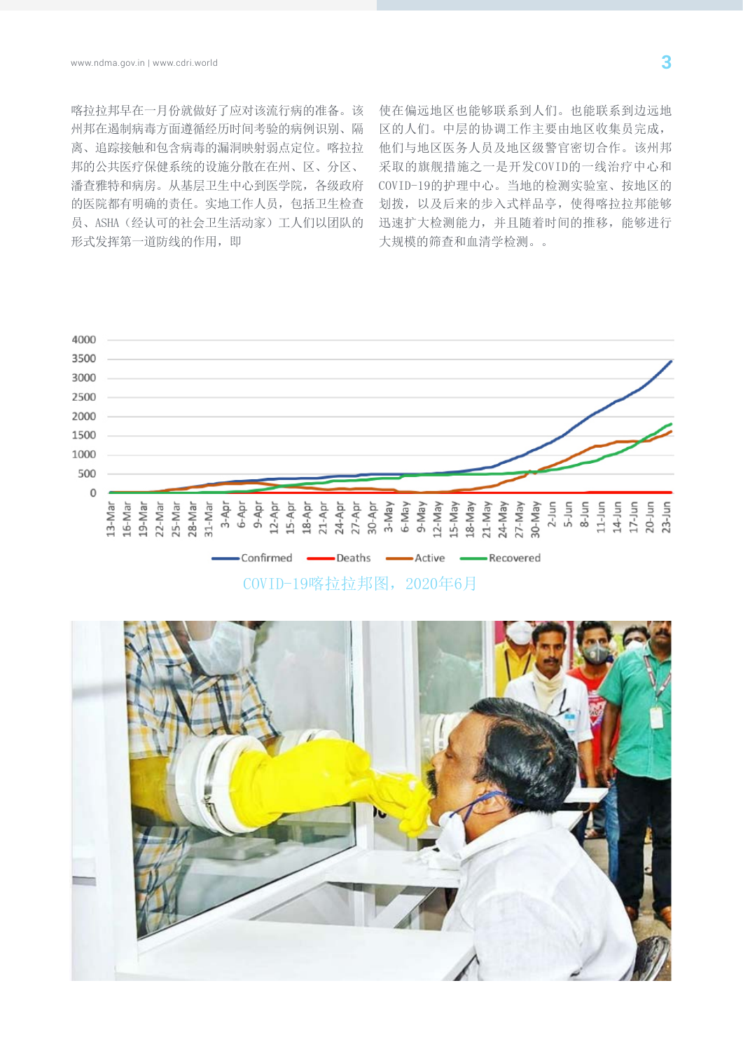喀拉拉邦早在一月份就做好了应对该流行病的准备。该州邦在遏制病毒方面遵循经历时间考验的病例识别、隔离、追踪接触和包含病毒的漏洞映射弱点定位。喀拉拉邦的公共医疗保健系统的设施分散在州、区、分区、潘查雅特和病房。从基层卫生中心到医学院，各级政府的医院都有明确的责任。实地工作人员，包括卫生检查员、ASHA（经认可的社会卫生活动家）工人们以团队的形式发挥第一道防线的作用，即使在偏远地区也能够联系到人们。也能联系到边远地区的人们。中层的协调工作主要由地区收集员完成，他们与地区医务人员及地区级警官密切合作。该州邦采取的旗舰措施之一是开发COVID的一线治疗中心和COVID-19的护理中心。当地的检测实验室、按地区的划拨，以及后来的步入式样品亭，使得喀拉拉邦能够迅速扩大检测能力，并且随着时间的推移，能够进行大规模的筛查和血清学检测。。

COVID-19喀拉拉邦图，2020年6月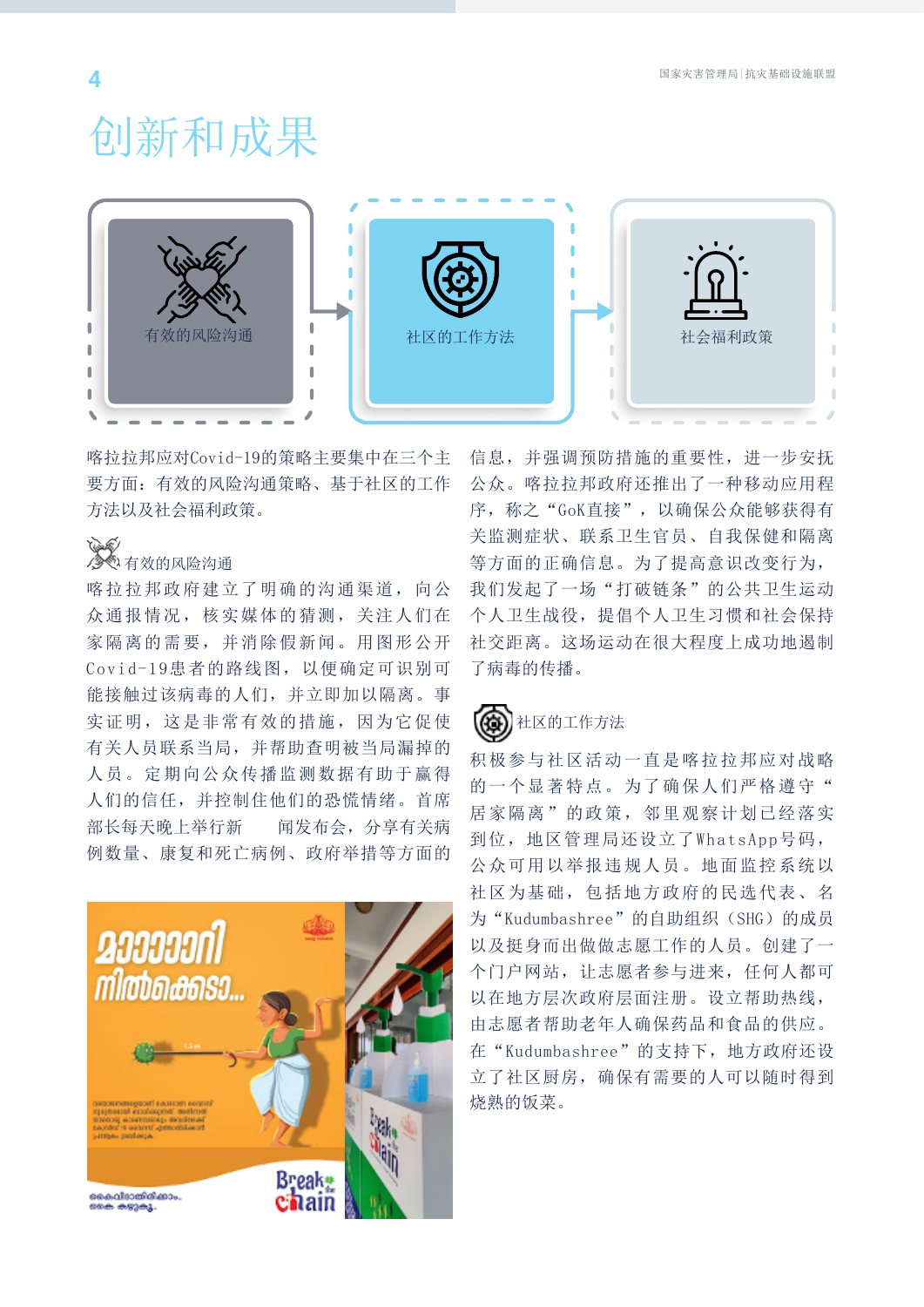# 创新和成果

有效的风险沟通 → 社区的工作方法 → 社会福利政策

喀拉拉邦应对Covid-19的策略主要集中在三个主要方面：有效的风险沟通策略、基于社区的工作方法以及社会福利政策。

### 有效的风险沟通

喀拉拉邦政府建立了明确的沟通渠道，向公众通报情况，核实媒体的猜测，关注人们在家隔离的需要，并消除假新闻。用图形公开Covid-19患者的路线图，以便确定可识别可能接触过该病毒的人们，并立即加以隔离。事实证明，这是非常有效的措施，因为它促使有关人员联系当局，并帮助查明被当局漏掉的人员。定期向公众传播监测数据有助于赢得人们的信任，并控制住他们的恐慌情绪。首席部长每天晚上举行新 闻发布会，分享有关病例数量、康复和死亡病例、政府举措等方面的信息，并强调预防措施的重要性，进一步安抚公众。喀拉拉邦政府还推出了一种移动应用程序，称之“GoK直接”，以确保公众能够获得有关监测症状、联系卫生官员、自我保健和隔离等方面的正确信息。为了提高意识改变行为，我们发起了一场“打破链条”的公共卫生运动个人卫生战役，提倡个人卫生习惯和社会保持社交距离。这场运动在很大程度上成功地遏制了病毒的传播。

### 社区的工作方法

积极参与社区活动一直是喀拉拉邦应对战略的一个显著特点。为了确保人们严格遵守“居家隔离”的政策，邻里观察计划已经落实到位，地区管理局还设立了WhatsApp号码，公众可用以举报违规人员。地面监控系统以社区为基础，包括地方政府的民选代表、名为“Kudumbashree”的自助组织（SHG）的成员以及挺身而出做依志愿工作的人员。创建了一个门户网站，让志愿者参与进来，任何人都可以在地方层次政府层面注册。设立帮助热线，由志愿者帮助老年人确保药品和食品的供应。在“Kudumbashree”的支持下，地方政府还设立了社区厨房，确保有需要的人可以随时得到烧熟的饭菜。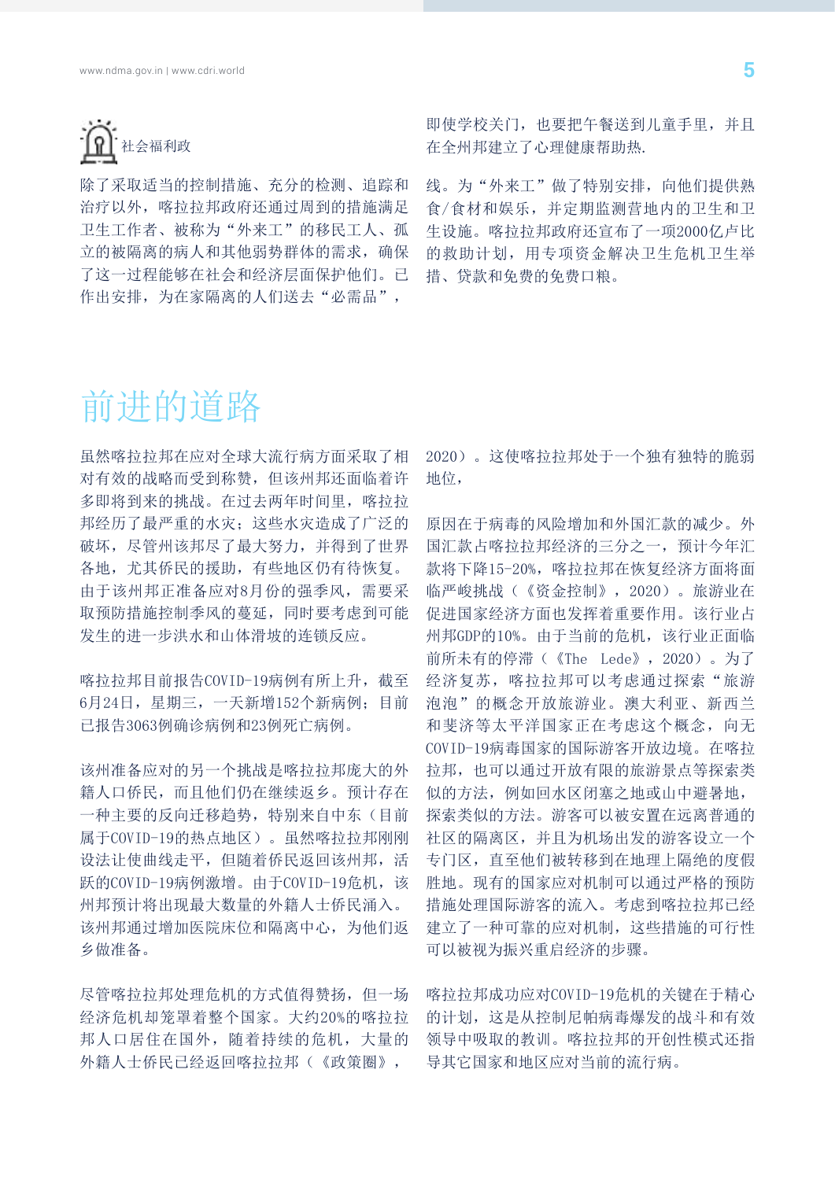社会福利政

除了采取适当的控制措施、充分的检测、追踪和治疗以外，喀拉拉邦政府还通过周到的措施满足卫生工作者、被称为“外来工”的移民工人、孤立的被隔离的病人和其他弱势群体的需求，确保了这一过程能够在社会和经济层面保护他们。已作出安排，为在家隔离的人们送去“必需品”，即使学校关门，也要把午餐送到儿童手里，并且在全州邦建立了心理健康帮助热.

线。为“外来工”做了特别安排，向他们提供熟食/食材和娱乐，并定期监测营地内的卫生和卫生设施。喀拉拉邦政府还宣布了一项2000亿卢比的救助计划，用专项资金解决卫生危机卫生举措、贷款和免费的免费口粮。

# 前进的道路

虽然喀拉拉邦在应对全球大流行病方面采取了相对有效的战略而受到称赞，但该州邦还面临着许多即将到来的挑战。在过去两年时间里，喀拉拉邦经历了最严重的水灾；这些水灾造成了广泛的破坏，尽管州该邦尽了最大努力，并得到了世界各地，尤其侨民的援助，有些地区仍有待恢复。由于该州邦正准备应对8月份的强季风，需要采取预防措施控制季风的蔓延，同时要考虑到可能发生的进一步洪水和山体滑坡的连锁反应。

喀拉拉邦目前报告COVID-19病例有所上升，截至6月24日，星期三，一天新增152个新病例；目前已报告3063例确诊病例和23例死亡病例。

该州准备应对的另一个挑战是喀拉拉邦庞大的外籍人口侨民，而且他们仍在继续返乡。预计存在一种主要的反向迁移趋势，特别来自中东（目前属于COVID-19的热点地区）。虽然喀拉拉邦刚刚设法让使曲线走平，但随着侨民返回该州邦，活跃的COVID-19病例激增。由于COVID-19危机，该州邦预计将出现最大数量的外籍人士侨民涌入。该州邦通过增加医院床位和隔离中心，为他们返乡做准备。

尽管喀拉拉邦处理危机的方式值得赞扬，但一场经济危机却笼罩着整个国家。大约20%的喀拉拉邦人口居住在国外，随着持续的危机，大量的外籍人士侨民已经返回喀拉拉邦（《政策圈》，2020）。这使喀拉拉邦处于一个独有独特的脆弱地位，

原因在于病毒的风险增加和外国汇款的减少。外国汇款占喀拉拉邦经济的三分之一，预计今年汇款将下降15-20%，喀拉拉邦在恢复经济方面将面临严峻挑战（《资金控制》，2020）。旅游业在促进国家经济方面也发挥着重要作用。该行业占州邦GDP的10%。由于当前的危机，该行业正面临前所未有的停滞（《The Lede》，2020）。为了经济复苏，喀拉拉邦可以考虑通过探索“旅游泡泡”的概念开放旅游业。澳大利亚、新西兰和斐济等太平洋国家正在考虑这个概念，向无COVID-19病毒国家的国际游客开放边境。在喀拉拉邦，也可以通过开放有限的旅游景点等探索类似的方法，例如回水区闭塞之地或山中避暑地，探索类似的方法。游客可以被安置在远离普通的社区的隔离区，并且为机场出发的游客设立一个专门区，直至他们被转移到在地理上隔绝的度假胜地。现有的国家应对机制可以通过严格的预防措施处理国际游客的流入。考虑到喀拉拉邦已经建立了一种可靠的应对机制，这些措施的可行性可以被视为振兴重启经济的步骤。

喀拉拉邦成功应对COVID-19危机的关键在于精心的计划，这是从控制尼帕病毒爆发的战斗和有效领导中吸取的教训。喀拉拉邦的开创性模式还指导其它国家和地区应对当前的流行病。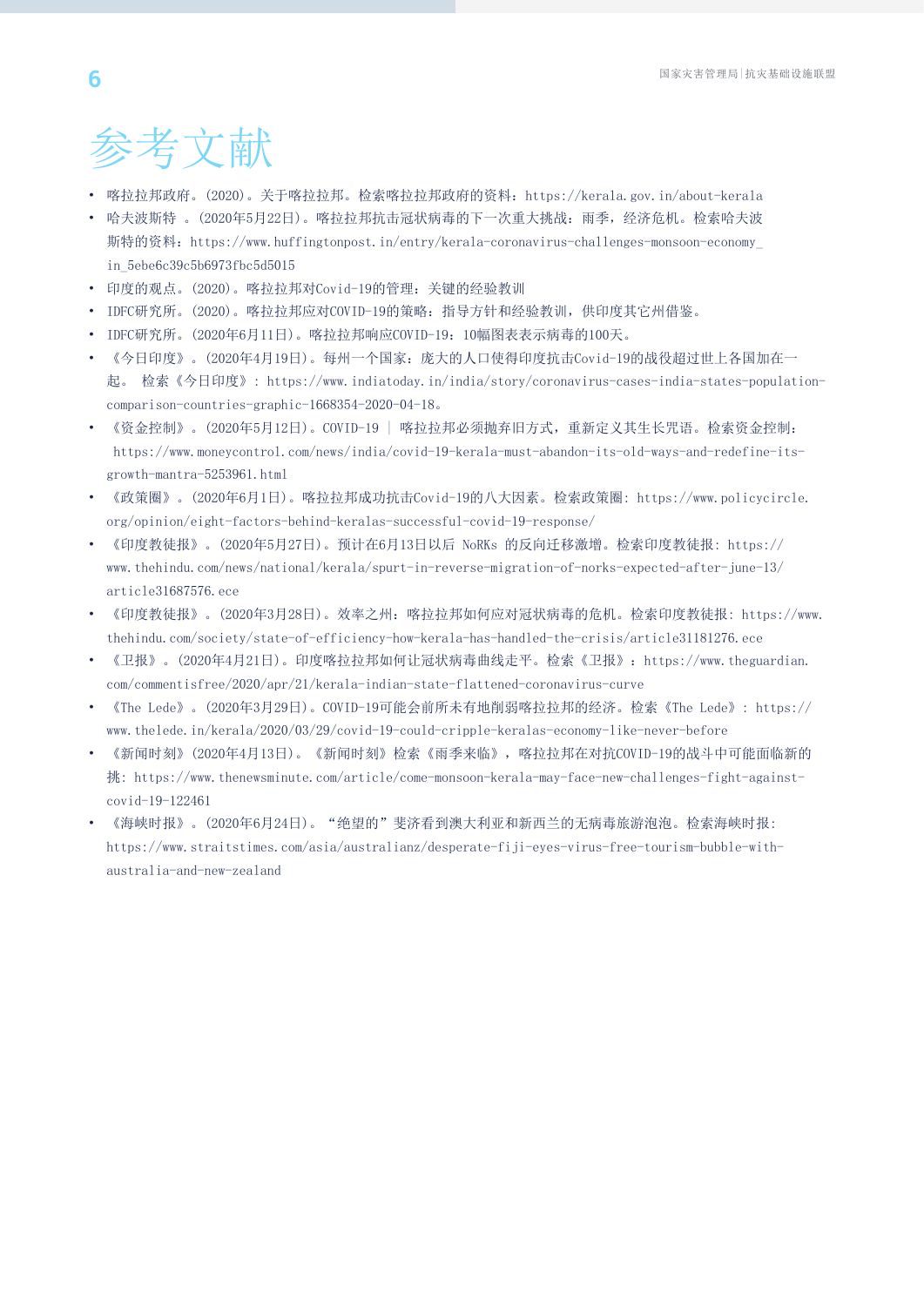# 参考文献

- 喀拉拉邦政府。(2020)。关于喀拉拉邦。检索喀拉拉邦政府的资料：https://kerala.gov.in/about-kerala
- 哈夫波斯特 。(2020年5月22日)。喀拉拉邦抗击冠状病毒的下一次重大挑战：雨季，经济危机。检索哈夫波斯特的资料：https://www.huffingtonpost.in/entry/kerala-coronavirus-challenges-monsoon-economy_in_5ebe6c39c5b6973fbc5d5015
- 印度的观点。(2020)。喀拉拉邦对Covid-19的管理：关键的经验教训
- IDFC研究所。(2020)。喀拉拉邦应对COVID-19的策略：指导方针和经验教训，供印度其它州借鉴。
- IDFC研究所。(2020年6月11日)。喀拉拉邦响应COVID-19：10幅图表表示病毒的100天。
- 《今日印度》。(2020年4月19日)。每州一个国家：庞大的人口使得印度抗击Covid-19的战役超过世上各国加在一起。 检索《今日印度》: https://www.indiatoday.in/india/story/coronavirus-cases-india-states-population-comparison-countries-graphic-1668354-2020-04-18。
- 《资金控制》。(2020年5月12日)。COVID-19 | 喀拉拉邦必须抛弃旧方式，重新定义其生长咒语。检索资金控制：https://www.moneycontrol.com/news/india/covid-19-kerala-must-abandon-its-old-ways-and-redefine-its-growth-mantra-5253961.html
- 《政策圈》。(2020年6月1日)。喀拉拉邦成功抗击Covid-19的八大因素。检索政策圈: https://www.policycircle.org/opinion/eight-factors-behind-keralas-successful-covid-19-response/
- 《印度教徒报》。(2020年5月27日)。预计在6月13日以后 NoRKs 的反向迁移激增。检索印度教徒报: https://www.thehindu.com/news/national/kerala/spurt-in-reverse-migration-of-norks-expected-after-june-13/article31687576.ece
- 《印度教徒报》。(2020年3月28日)。效率之州：喀拉拉邦如何应对冠状病毒的危机。检索印度教徒报: https://www.thehindu.com/society/state-of-efficiency-how-kerala-has-handled-the-crisis/article31181276.ece
- 《卫报》。(2020年4月21日)。印度喀拉拉邦如何让冠状病毒曲线走平。检索《卫报》：https://www.theguardian.com/commentisfree/2020/apr/21/kerala-indian-state-flattened-coronavirus-curve
- 《The Lede》。(2020年3月29日)。COVID-19可能会前所未有地削弱喀拉拉邦的经济。检索《The Lede》: https://www.thelede.in/kerala/2020/03/29/covid-19-could-cripple-keralas-economy-like-never-before
- 《新闻时刻》(2020年4月13日)。《新闻时刻》检索《雨季来临》，喀拉拉邦在对抗COVID-19的战斗中可能面临新的挑: https://www.thenewsminute.com/article/come-monsoon-kerala-may-face-new-challenges-fight-against-covid-19-122461
- 《海峡时报》。(2020年6月24日)。“绝望的”斐济看到澳大利亚和新西兰的无病毒旅游泡泡。检索海峡时报: https://www.straitstimes.com/asia/australianz/desperate-fiji-eyes-virus-free-tourism-bubble-with-australia-and-new-zealand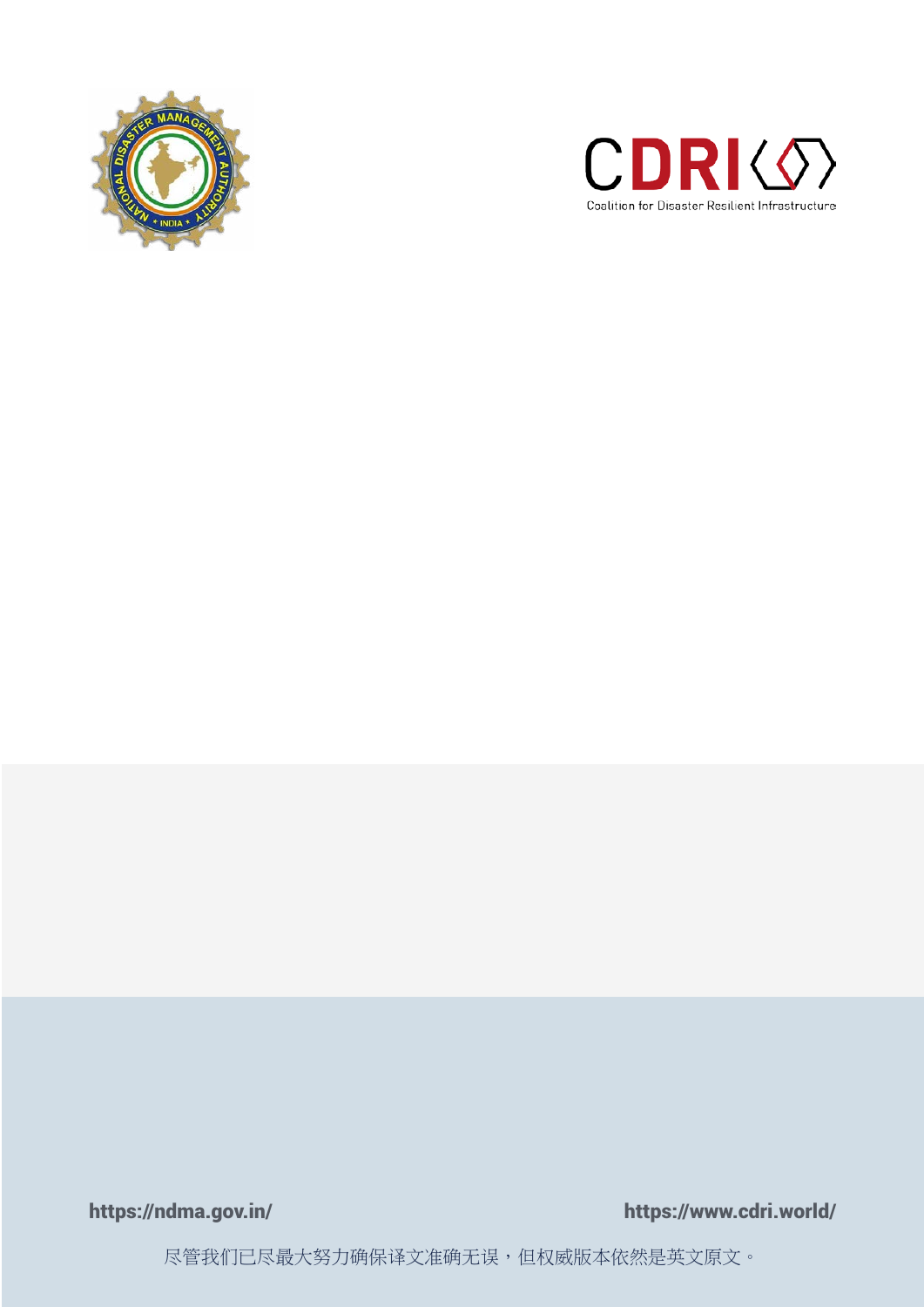https://ndma.gov.in/

https://www.cdri.world/

尽管我们已尽最大努力确保译文准确无误，但权威版本依然是英文原文。